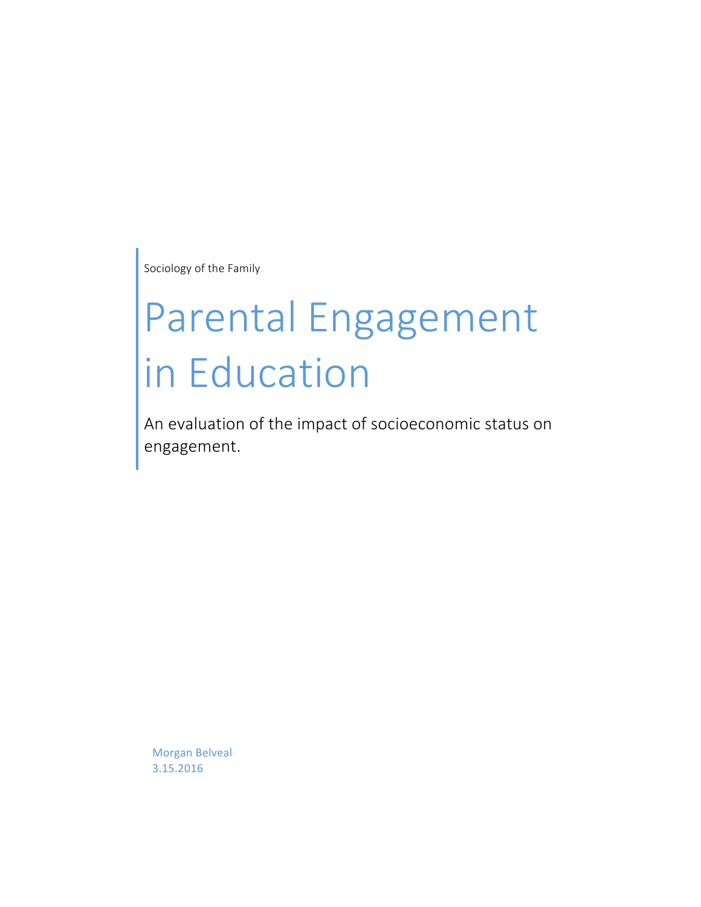Sociology of the Family

# Parental Engagement in Education

An evaluation of the impact of socioeconomic status on engagement.

Morgan Belveal
3.15.2016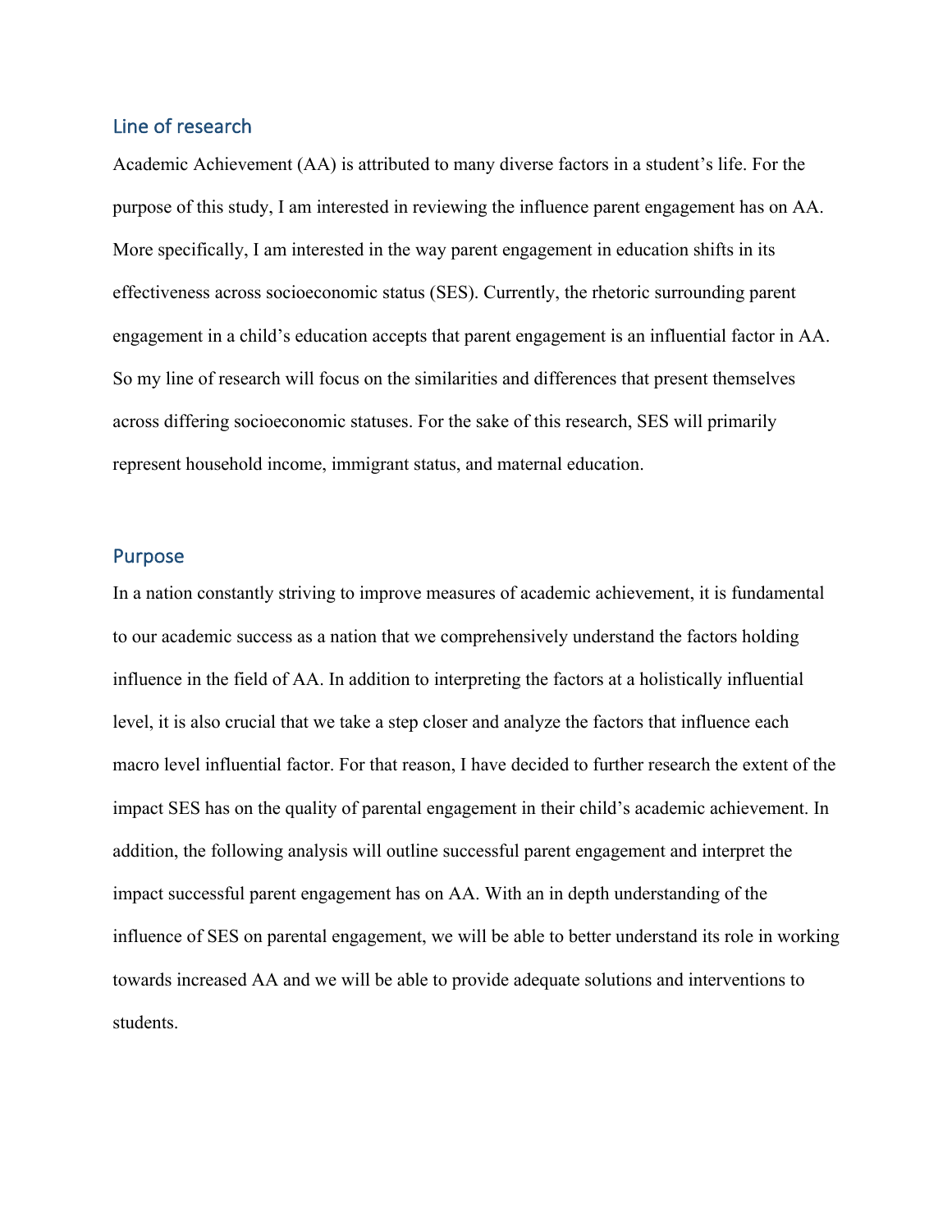## Line of research

Academic Achievement (AA) is attributed to many diverse factors in a student's life. For the purpose of this study, I am interested in reviewing the influence parent engagement has on AA. More specifically, I am interested in the way parent engagement in education shifts in its effectiveness across socioeconomic status (SES). Currently, the rhetoric surrounding parent engagement in a child's education accepts that parent engagement is an influential factor in AA. So my line of research will focus on the similarities and differences that present themselves across differing socioeconomic statuses. For the sake of this research, SES will primarily represent household income, immigrant status, and maternal education.

## Purpose

In a nation constantly striving to improve measures of academic achievement, it is fundamental to our academic success as a nation that we comprehensively understand the factors holding influence in the field of AA. In addition to interpreting the factors at a holistically influential level, it is also crucial that we take a step closer and analyze the factors that influence each macro level influential factor. For that reason, I have decided to further research the extent of the impact SES has on the quality of parental engagement in their child's academic achievement. In addition, the following analysis will outline successful parent engagement and interpret the impact successful parent engagement has on AA. With an in depth understanding of the influence of SES on parental engagement, we will be able to better understand its role in working towards increased AA and we will be able to provide adequate solutions and interventions to students.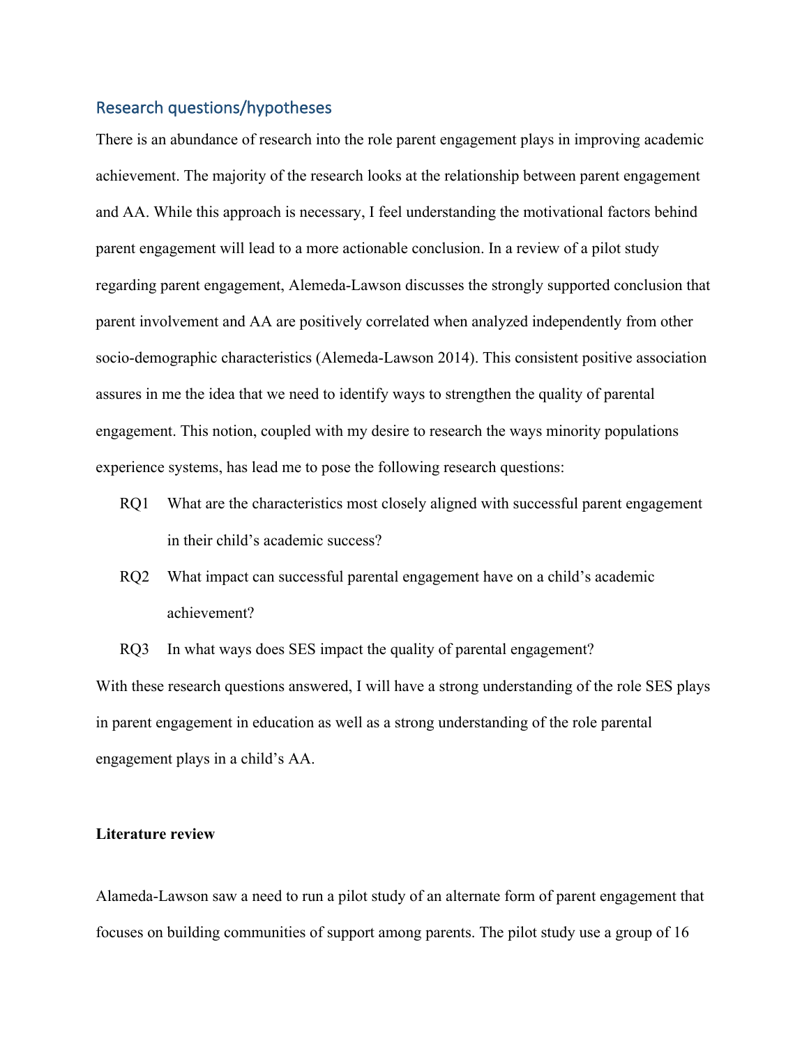## Research questions/hypotheses

There is an abundance of research into the role parent engagement plays in improving academic achievement. The majority of the research looks at the relationship between parent engagement and AA. While this approach is necessary, I feel understanding the motivational factors behind parent engagement will lead to a more actionable conclusion. In a review of a pilot study regarding parent engagement, Alemeda-Lawson discusses the strongly supported conclusion that parent involvement and AA are positively correlated when analyzed independently from other socio-demographic characteristics (Alemeda-Lawson 2014). This consistent positive association assures in me the idea that we need to identify ways to strengthen the quality of parental engagement. This notion, coupled with my desire to research the ways minority populations experience systems, has lead me to pose the following research questions:

RQ1 What are the characteristics most closely aligned with successful parent engagement in their child's academic success?

RQ2 What impact can successful parental engagement have on a child's academic achievement?

RQ3 In what ways does SES impact the quality of parental engagement?

With these research questions answered, I will have a strong understanding of the role SES plays in parent engagement in education as well as a strong understanding of the role parental engagement plays in a child's AA.

**Literature review**

Alameda-Lawson saw a need to run a pilot study of an alternate form of parent engagement that focuses on building communities of support among parents. The pilot study use a group of 16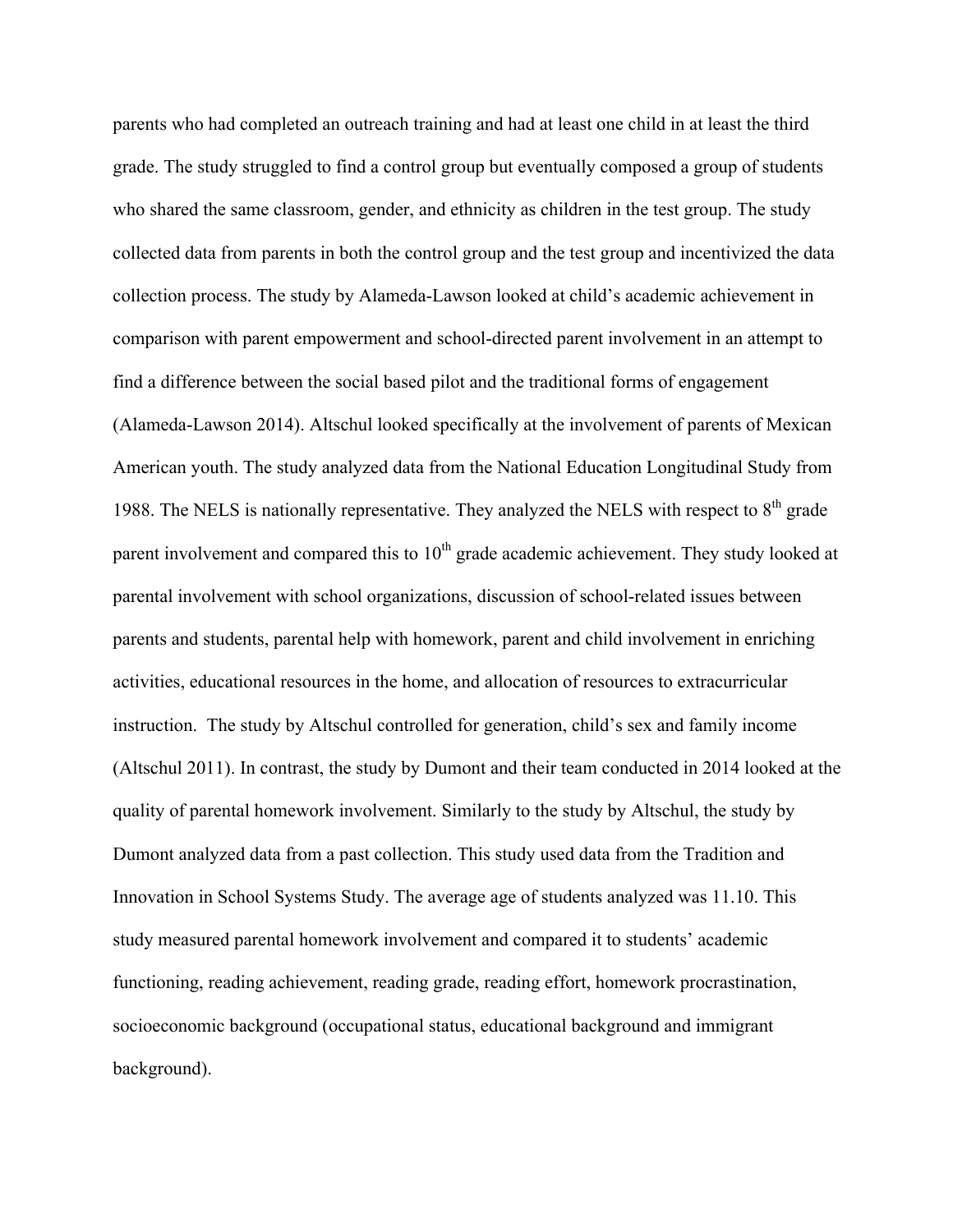parents who had completed an outreach training and had at least one child in at least the third grade. The study struggled to find a control group but eventually composed a group of students who shared the same classroom, gender, and ethnicity as children in the test group. The study collected data from parents in both the control group and the test group and incentivized the data collection process. The study by Alameda-Lawson looked at child's academic achievement in comparison with parent empowerment and school-directed parent involvement in an attempt to find a difference between the social based pilot and the traditional forms of engagement (Alameda-Lawson 2014). Altschul looked specifically at the involvement of parents of Mexican American youth. The study analyzed data from the National Education Longitudinal Study from 1988. The NELS is nationally representative. They analyzed the NELS with respect to 8th grade parent involvement and compared this to 10th grade academic achievement. They study looked at parental involvement with school organizations, discussion of school-related issues between parents and students, parental help with homework, parent and child involvement in enriching activities, educational resources in the home, and allocation of resources to extracurricular instruction. The study by Altschul controlled for generation, child's sex and family income (Altschul 2011). In contrast, the study by Dumont and their team conducted in 2014 looked at the quality of parental homework involvement. Similarly to the study by Altschul, the study by Dumont analyzed data from a past collection. This study used data from the Tradition and Innovation in School Systems Study. The average age of students analyzed was 11.10. This study measured parental homework involvement and compared it to students' academic functioning, reading achievement, reading grade, reading effort, homework procrastination, socioeconomic background (occupational status, educational background and immigrant background).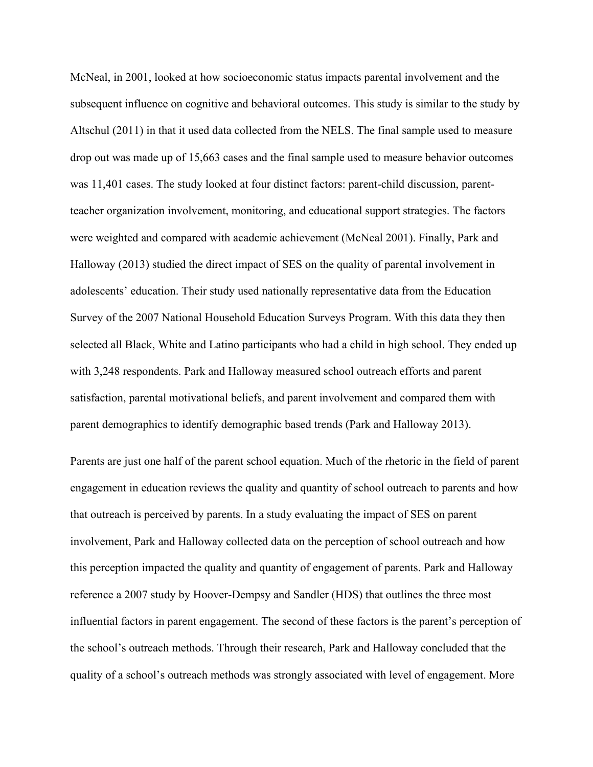McNeal, in 2001, looked at how socioeconomic status impacts parental involvement and the subsequent influence on cognitive and behavioral outcomes. This study is similar to the study by Altschul (2011) in that it used data collected from the NELS. The final sample used to measure drop out was made up of 15,663 cases and the final sample used to measure behavior outcomes was 11,401 cases. The study looked at four distinct factors: parent-child discussion, parent-teacher organization involvement, monitoring, and educational support strategies. The factors were weighted and compared with academic achievement (McNeal 2001). Finally, Park and Halloway (2013) studied the direct impact of SES on the quality of parental involvement in adolescents' education. Their study used nationally representative data from the Education Survey of the 2007 National Household Education Surveys Program. With this data they then selected all Black, White and Latino participants who had a child in high school. They ended up with 3,248 respondents. Park and Halloway measured school outreach efforts and parent satisfaction, parental motivational beliefs, and parent involvement and compared them with parent demographics to identify demographic based trends (Park and Halloway 2013).

Parents are just one half of the parent school equation. Much of the rhetoric in the field of parent engagement in education reviews the quality and quantity of school outreach to parents and how that outreach is perceived by parents. In a study evaluating the impact of SES on parent involvement, Park and Halloway collected data on the perception of school outreach and how this perception impacted the quality and quantity of engagement of parents. Park and Halloway reference a 2007 study by Hoover-Dempsy and Sandler (HDS) that outlines the three most influential factors in parent engagement. The second of these factors is the parent's perception of the school's outreach methods. Through their research, Park and Halloway concluded that the quality of a school's outreach methods was strongly associated with level of engagement. More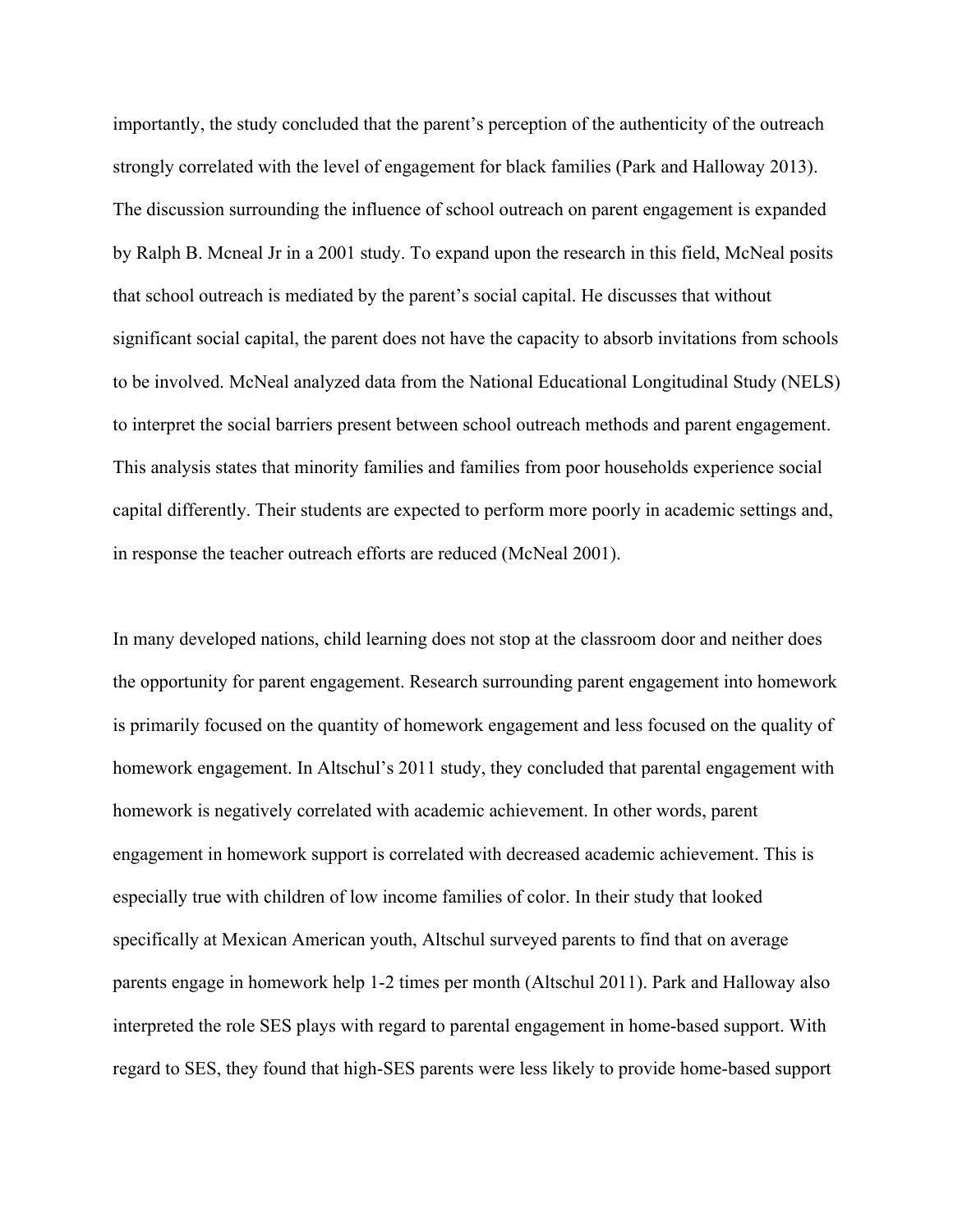importantly, the study concluded that the parent's perception of the authenticity of the outreach strongly correlated with the level of engagement for black families (Park and Halloway 2013). The discussion surrounding the influence of school outreach on parent engagement is expanded by Ralph B. Mcneal Jr in a 2001 study. To expand upon the research in this field, McNeal posits that school outreach is mediated by the parent's social capital. He discusses that without significant social capital, the parent does not have the capacity to absorb invitations from schools to be involved. McNeal analyzed data from the National Educational Longitudinal Study (NELS) to interpret the social barriers present between school outreach methods and parent engagement. This analysis states that minority families and families from poor households experience social capital differently. Their students are expected to perform more poorly in academic settings and, in response the teacher outreach efforts are reduced (McNeal 2001).

In many developed nations, child learning does not stop at the classroom door and neither does the opportunity for parent engagement. Research surrounding parent engagement into homework is primarily focused on the quantity of homework engagement and less focused on the quality of homework engagement. In Altschul's 2011 study, they concluded that parental engagement with homework is negatively correlated with academic achievement. In other words, parent engagement in homework support is correlated with decreased academic achievement. This is especially true with children of low income families of color. In their study that looked specifically at Mexican American youth, Altschul surveyed parents to find that on average parents engage in homework help 1-2 times per month (Altschul 2011). Park and Halloway also interpreted the role SES plays with regard to parental engagement in home-based support. With regard to SES, they found that high-SES parents were less likely to provide home-based support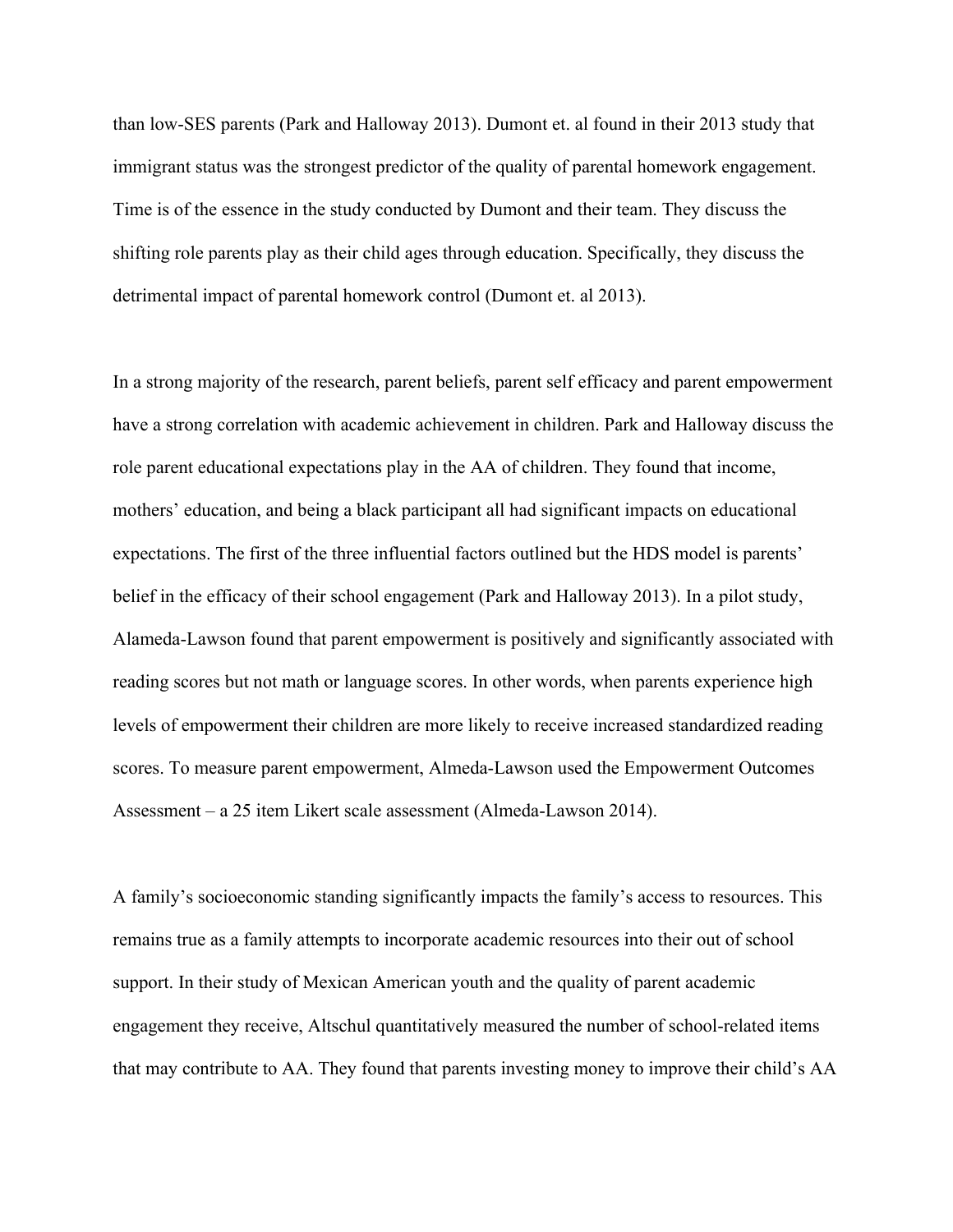than low-SES parents (Park and Halloway 2013). Dumont et. al found in their 2013 study that immigrant status was the strongest predictor of the quality of parental homework engagement. Time is of the essence in the study conducted by Dumont and their team. They discuss the shifting role parents play as their child ages through education. Specifically, they discuss the detrimental impact of parental homework control (Dumont et. al 2013).

In a strong majority of the research, parent beliefs, parent self efficacy and parent empowerment have a strong correlation with academic achievement in children. Park and Halloway discuss the role parent educational expectations play in the AA of children. They found that income, mothers' education, and being a black participant all had significant impacts on educational expectations. The first of the three influential factors outlined but the HDS model is parents' belief in the efficacy of their school engagement (Park and Halloway 2013). In a pilot study, Alameda-Lawson found that parent empowerment is positively and significantly associated with reading scores but not math or language scores. In other words, when parents experience high levels of empowerment their children are more likely to receive increased standardized reading scores. To measure parent empowerment, Almeda-Lawson used the Empowerment Outcomes Assessment – a 25 item Likert scale assessment (Almeda-Lawson 2014).

A family's socioeconomic standing significantly impacts the family's access to resources. This remains true as a family attempts to incorporate academic resources into their out of school support. In their study of Mexican American youth and the quality of parent academic engagement they receive, Altschul quantitatively measured the number of school-related items that may contribute to AA. They found that parents investing money to improve their child's AA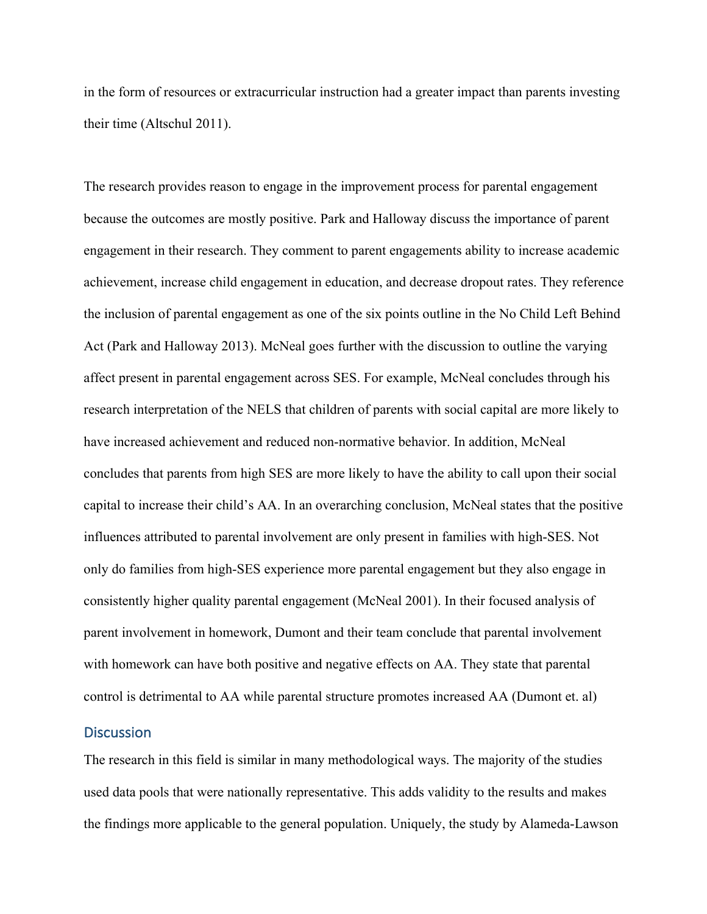in the form of resources or extracurricular instruction had a greater impact than parents investing their time (Altschul 2011).

The research provides reason to engage in the improvement process for parental engagement because the outcomes are mostly positive. Park and Halloway discuss the importance of parent engagement in their research. They comment to parent engagements ability to increase academic achievement, increase child engagement in education, and decrease dropout rates. They reference the inclusion of parental engagement as one of the six points outline in the No Child Left Behind Act (Park and Halloway 2013). McNeal goes further with the discussion to outline the varying affect present in parental engagement across SES. For example, McNeal concludes through his research interpretation of the NELS that children of parents with social capital are more likely to have increased achievement and reduced non-normative behavior. In addition, McNeal concludes that parents from high SES are more likely to have the ability to call upon their social capital to increase their child's AA. In an overarching conclusion, McNeal states that the positive influences attributed to parental involvement are only present in families with high-SES. Not only do families from high-SES experience more parental engagement but they also engage in consistently higher quality parental engagement (McNeal 2001). In their focused analysis of parent involvement in homework, Dumont and their team conclude that parental involvement with homework can have both positive and negative effects on AA. They state that parental control is detrimental to AA while parental structure promotes increased AA (Dumont et. al)

## Discussion

The research in this field is similar in many methodological ways. The majority of the studies used data pools that were nationally representative. This adds validity to the results and makes the findings more applicable to the general population. Uniquely, the study by Alameda-Lawson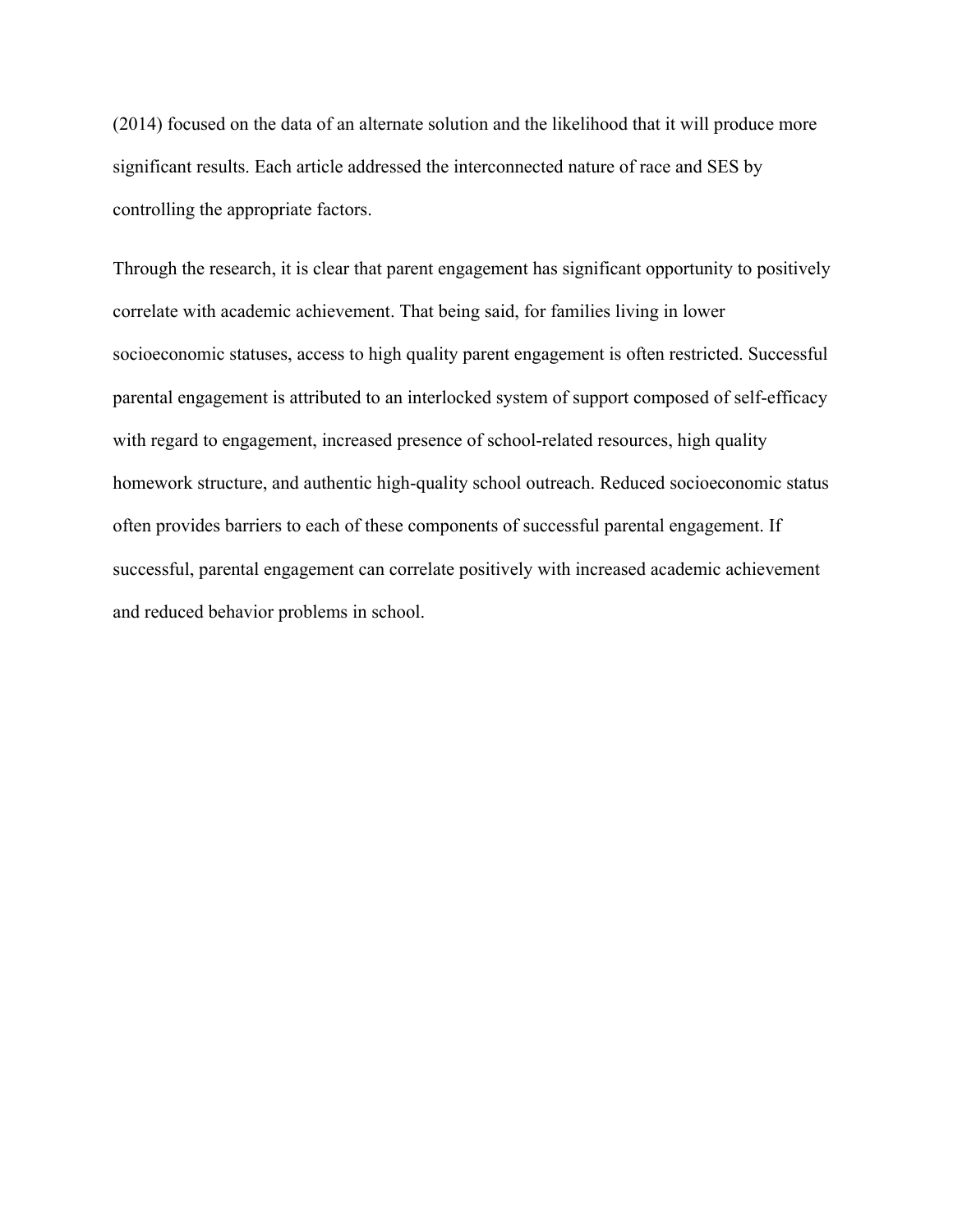(2014) focused on the data of an alternate solution and the likelihood that it will produce more significant results. Each article addressed the interconnected nature of race and SES by controlling the appropriate factors.

Through the research, it is clear that parent engagement has significant opportunity to positively correlate with academic achievement. That being said, for families living in lower socioeconomic statuses, access to high quality parent engagement is often restricted. Successful parental engagement is attributed to an interlocked system of support composed of self-efficacy with regard to engagement, increased presence of school-related resources, high quality homework structure, and authentic high-quality school outreach. Reduced socioeconomic status often provides barriers to each of these components of successful parental engagement. If successful, parental engagement can correlate positively with increased academic achievement and reduced behavior problems in school.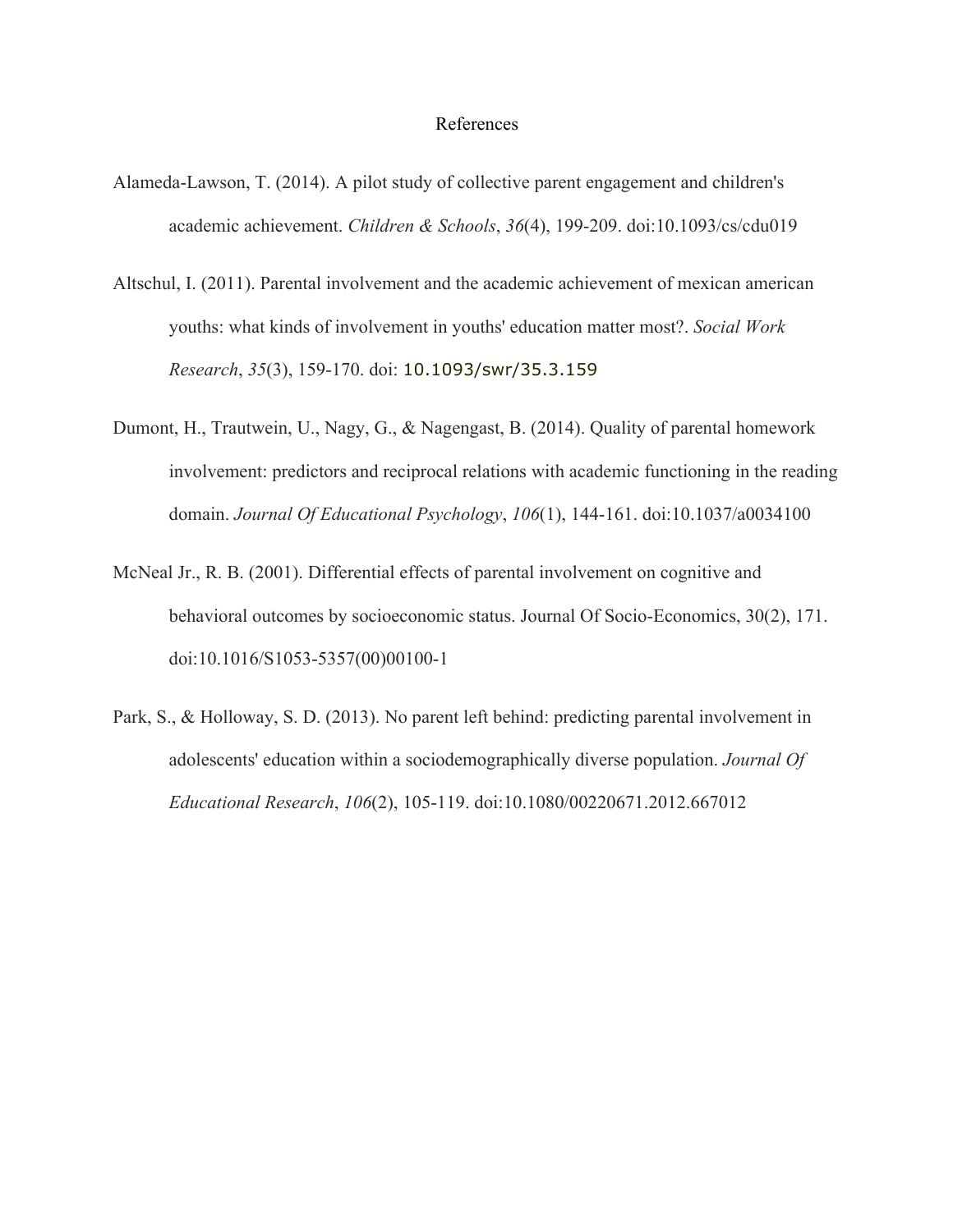# References

Alameda-Lawson, T. (2014). A pilot study of collective parent engagement and children's academic achievement. *Children & Schools*, *36*(4), 199-209. doi:10.1093/cs/cdu019

Altschul, I. (2011). Parental involvement and the academic achievement of mexican american youths: what kinds of involvement in youths' education matter most?. *Social Work Research*, *35*(3), 159-170. doi: 10.1093/swr/35.3.159

Dumont, H., Trautwein, U., Nagy, G., & Nagengast, B. (2014). Quality of parental homework involvement: predictors and reciprocal relations with academic functioning in the reading domain. *Journal Of Educational Psychology*, *106*(1), 144-161. doi:10.1037/a0034100

McNeal Jr., R. B. (2001). Differential effects of parental involvement on cognitive and behavioral outcomes by socioeconomic status. Journal Of Socio-Economics, 30(2), 171. doi:10.1016/S1053-5357(00)00100-1

Park, S., & Holloway, S. D. (2013). No parent left behind: predicting parental involvement in adolescents' education within a sociodemographically diverse population. *Journal Of Educational Research*, *106*(2), 105-119. doi:10.1080/00220671.2012.667012